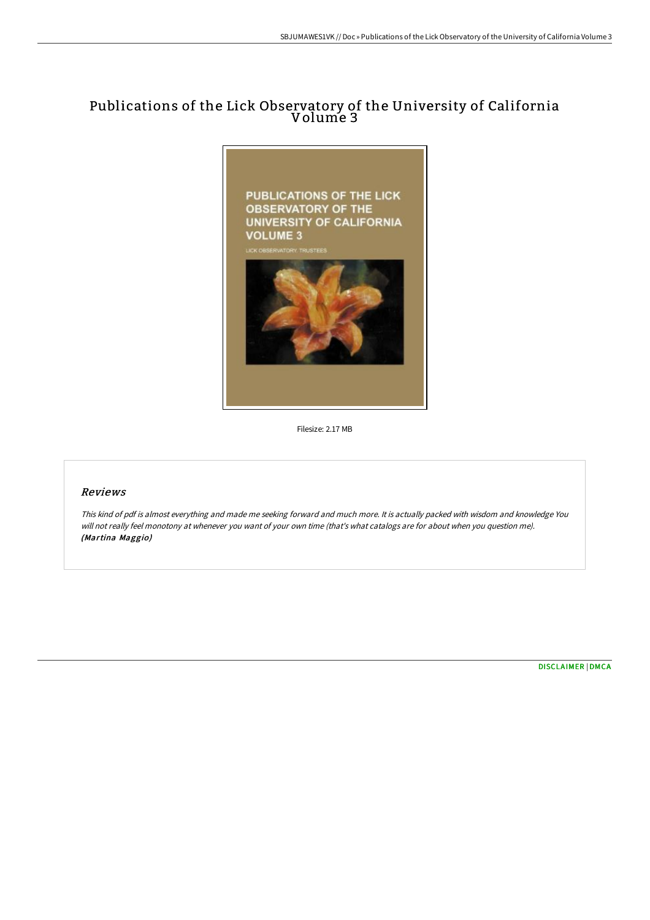# Publications of the Lick Observatory of the University of California Volume 3

Filesize: 2.17 MB

## *Reviews*

*This kind of pdf is almost everything and made me seeking forward and much more. It is actually packed with wisdom and knowledge You will not really feel monotony at whenever you want of your own time (that's what catalogs are for about when you question me).* ***(Martina Maggio)***

[DISCLAIMER](#) | [DMCA](#)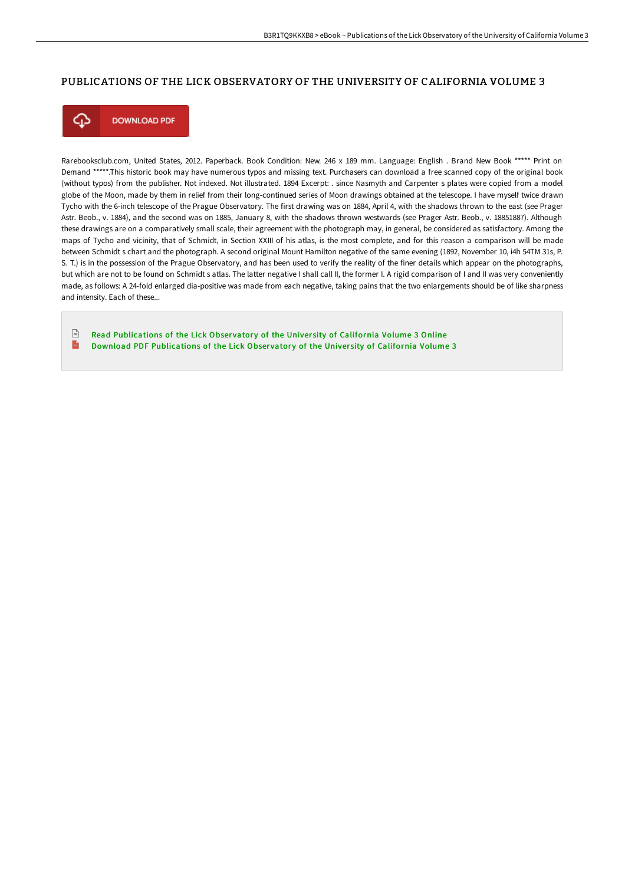# PUBLICATIONS OF THE LICK OBSERVATORY OF THE UNIVERSITY OF CALIFORNIA VOLUME 3

DOWNLOAD PDF

Rarebooksclub.com, United States, 2012. Paperback. Book Condition: New. 246 x 189 mm. Language: English . Brand New Book ***** Print on Demand *****.This historic book may have numerous typos and missing text. Purchasers can download a free scanned copy of the original book (without typos) from the publisher. Not indexed. Not illustrated. 1894 Excerpt: . since Nasmyth and Carpenter s plates were copied from a model globe of the Moon, made by them in relief from their long-continued series of Moon drawings obtained at the telescope. I have myself twice drawn Tycho with the 6-inch telescope of the Prague Observatory. The first drawing was on 1884, April 4, with the shadows thrown to the east (see Prager Astr. Beob., v. 1884), and the second was on 1885, January 8, with the shadows thrown westwards (see Prager Astr. Beob., v. 18851887). Although these drawings are on a comparatively small scale, their agreement with the photograph may, in general, be considered as satisfactory. Among the maps of Tycho and vicinity, that of Schmidt, in Section XXIII of his atlas, is the most complete, and for this reason a comparison will be made between Schmidt s chart and the photograph. A second original Mount Hamilton negative of the same evening (1892, November 10, i4h 54TM 31s, P. S. T.) is in the possession of the Prague Observatory, and has been used to verify the reality of the finer details which appear on the photographs, but which are not to be found on Schmidt s atlas. The latter negative I shall call II, the former I. A rigid comparison of I and II was very conveniently made, as follows: A 24-fold enlarged dia-positive was made from each negative, taking pains that the two enlargements should be of like sharpness and intensity. Each of these...

- Read Publications of the Lick Observatory of the University of California Volume 3 Online
- Download PDF Publications of the Lick Observatory of the University of California Volume 3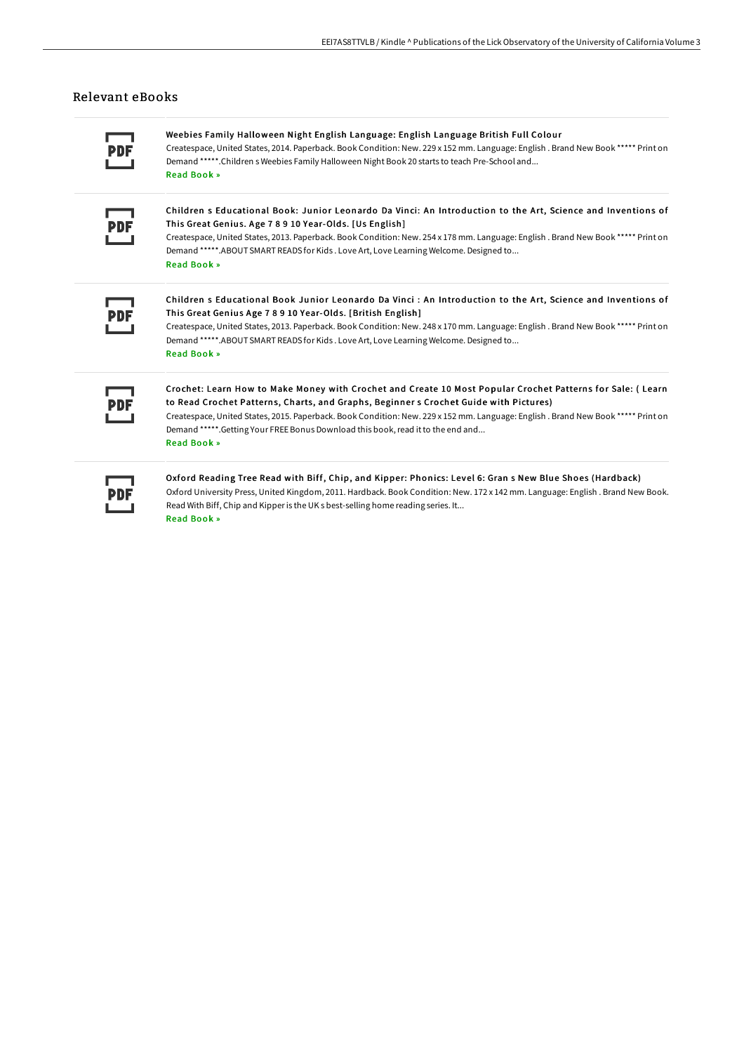## Relevant eBooks

PDF

**Weebies Family Halloween Night English Language: English Language British Full Colour**

Createspace, United States, 2014. Paperback. Book Condition: New. 229 x 152 mm. Language: English . Brand New Book ***** Print on Demand *****.Children s Weebies Family Halloween Night Book 20 starts to teach Pre-School and...

Read Book »

PDF

**Children s Educational Book: Junior Leonardo Da Vinci: An Introduction to the Art, Science and Inventions of This Great Genius. Age 7 8 9 10 Year-Olds. [Us English]**

Createspace, United States, 2013. Paperback. Book Condition: New. 254 x 178 mm. Language: English . Brand New Book ***** Print on Demand *****.ABOUT SMART READS for Kids . Love Art, Love Learning Welcome. Designed to...

Read Book »

PDF

**Children s Educational Book Junior Leonardo Da Vinci : An Introduction to the Art, Science and Inventions of This Great Genius Age 7 8 9 10 Year-Olds. [British English]**

Createspace, United States, 2013. Paperback. Book Condition: New. 248 x 170 mm. Language: English . Brand New Book ***** Print on Demand *****.ABOUT SMART READS for Kids . Love Art, Love Learning Welcome. Designed to...

Read Book »

PDF

**Crochet: Learn How to Make Money with Crochet and Create 10 Most Popular Crochet Patterns for Sale: ( Learn to Read Crochet Patterns, Charts, and Graphs, Beginner s Crochet Guide with Pictures)**

Createspace, United States, 2015. Paperback. Book Condition: New. 229 x 152 mm. Language: English . Brand New Book ***** Print on Demand *****.Getting Your FREE Bonus Download this book, read it to the end and...

Read Book »

PDF

**Oxford Reading Tree Read with Biff, Chip, and Kipper: Phonics: Level 6: Gran s New Blue Shoes (Hardback)**

Oxford University Press, United Kingdom, 2011. Hardback. Book Condition: New. 172 x 142 mm. Language: English . Brand New Book. Read With Biff, Chip and Kipper is the UK s best-selling home reading series. It...

Read Book »